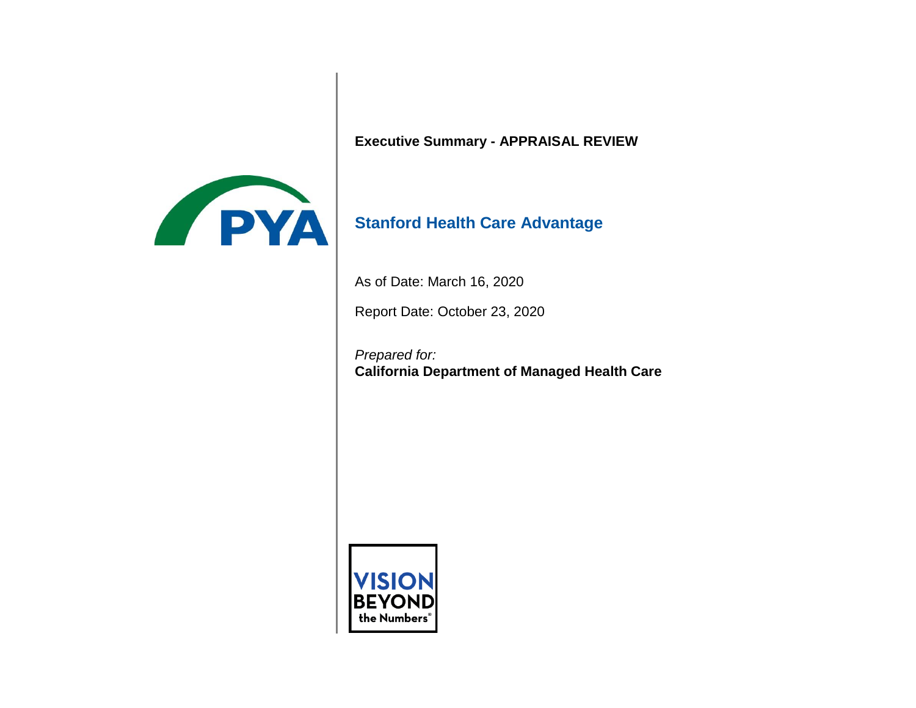**Executive Summary - APPRAISAL REVIEW**

# Stanford Health Care Advantage

As of Date: March 16, 2020

Report Date: October 23, 2020

*Prepared for:*
**California Department of Managed Health Care**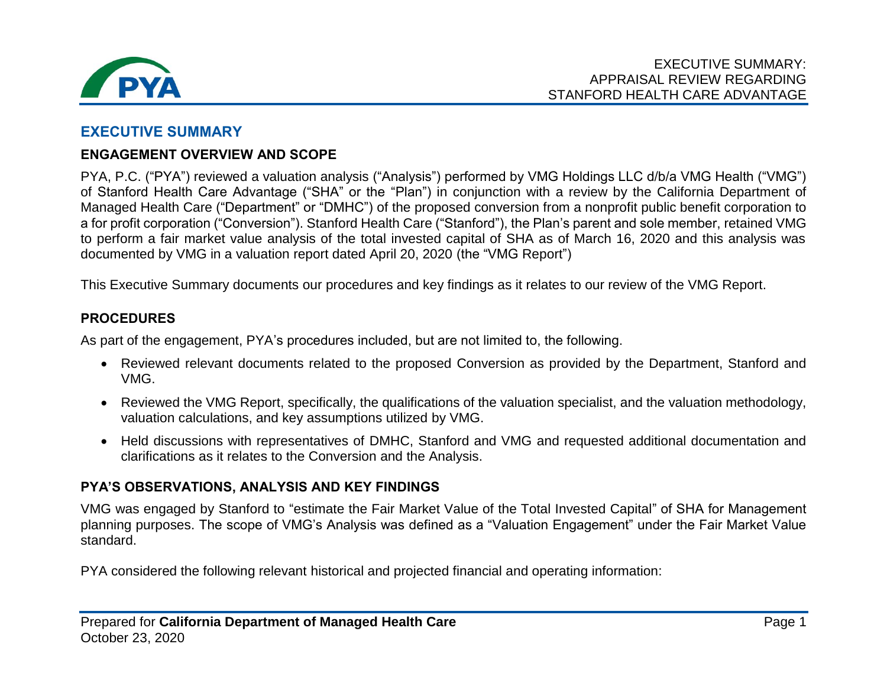## EXECUTIVE SUMMARY

### ENGAGEMENT OVERVIEW AND SCOPE

PYA, P.C. ("PYA") reviewed a valuation analysis ("Analysis") performed by VMG Holdings LLC d/b/a VMG Health ("VMG") of Stanford Health Care Advantage ("SHA" or the "Plan") in conjunction with a review by the California Department of Managed Health Care ("Department" or "DMHC") of the proposed conversion from a nonprofit public benefit corporation to a for profit corporation ("Conversion"). Stanford Health Care ("Stanford"), the Plan's parent and sole member, retained VMG to perform a fair market value analysis of the total invested capital of SHA as of March 16, 2020 and this analysis was documented by VMG in a valuation report dated April 20, 2020 (the "VMG Report")

This Executive Summary documents our procedures and key findings as it relates to our review of the VMG Report.

### PROCEDURES

As part of the engagement, PYA's procedures included, but are not limited to, the following.

- Reviewed relevant documents related to the proposed Conversion as provided by the Department, Stanford and VMG.
- Reviewed the VMG Report, specifically, the qualifications of the valuation specialist, and the valuation methodology, valuation calculations, and key assumptions utilized by VMG.
- Held discussions with representatives of DMHC, Stanford and VMG and requested additional documentation and clarifications as it relates to the Conversion and the Analysis.

### PYA'S OBSERVATIONS, ANALYSIS AND KEY FINDINGS

VMG was engaged by Stanford to "estimate the Fair Market Value of the Total Invested Capital" of SHA for Management planning purposes. The scope of VMG's Analysis was defined as a "Valuation Engagement" under the Fair Market Value standard.

PYA considered the following relevant historical and projected financial and operating information: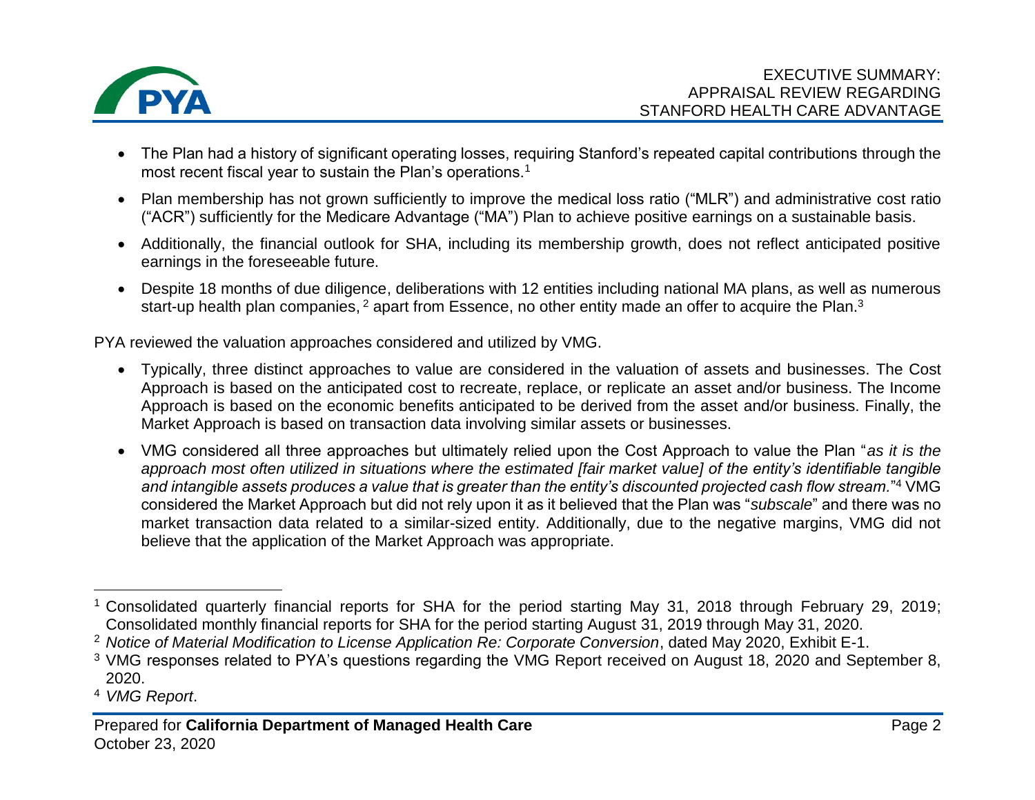- The Plan had a history of significant operating losses, requiring Stanford's repeated capital contributions through the most recent fiscal year to sustain the Plan's operations.[1]
- Plan membership has not grown sufficiently to improve the medical loss ratio ("MLR") and administrative cost ratio ("ACR") sufficiently for the Medicare Advantage ("MA") Plan to achieve positive earnings on a sustainable basis.
- Additionally, the financial outlook for SHA, including its membership growth, does not reflect anticipated positive earnings in the foreseeable future.
- Despite 18 months of due diligence, deliberations with 12 entities including national MA plans, as well as numerous start-up health plan companies,[2] apart from Essence, no other entity made an offer to acquire the Plan.[3]

PYA reviewed the valuation approaches considered and utilized by VMG.

- Typically, three distinct approaches to value are considered in the valuation of assets and businesses. The Cost Approach is based on the anticipated cost to recreate, replace, or replicate an asset and/or business. The Income Approach is based on the economic benefits anticipated to be derived from the asset and/or business. Finally, the Market Approach is based on transaction data involving similar assets or businesses.
- VMG considered all three approaches but ultimately relied upon the Cost Approach to value the Plan "*as it is the approach most often utilized in situations where the estimated [fair market value] of the entity's identifiable tangible and intangible assets produces a value that is greater than the entity's discounted projected cash flow stream.*"[4] VMG considered the Market Approach but did not rely upon it as it believed that the Plan was "*subscale*" and there was no market transaction data related to a similar-sized entity. Additionally, due to the negative margins, VMG did not believe that the application of the Market Approach was appropriate.

---

[1] Consolidated quarterly financial reports for SHA for the period starting May 31, 2018 through February 29, 2019; Consolidated monthly financial reports for SHA for the period starting August 31, 2019 through May 31, 2020.

[2] *Notice of Material Modification to License Application Re: Corporate Conversion*, dated May 2020, Exhibit E-1.

[3] VMG responses related to PYA's questions regarding the VMG Report received on August 18, 2020 and September 8, 2020.

[4] *VMG Report*.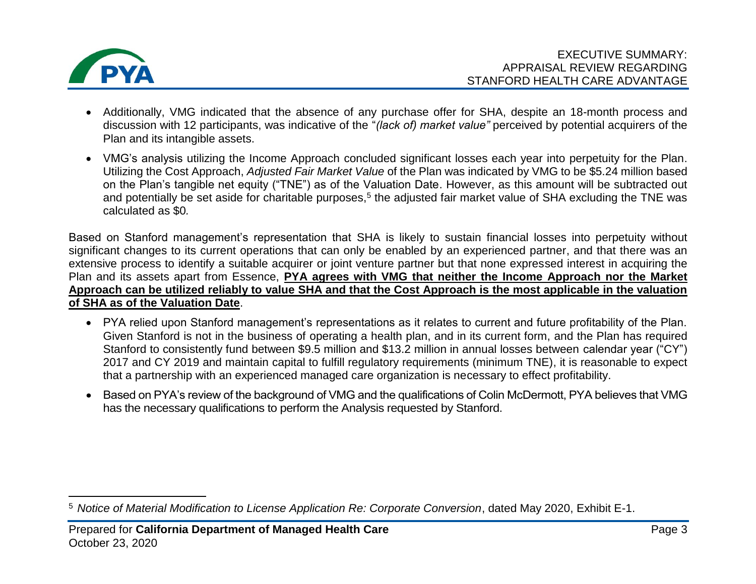- Additionally, VMG indicated that the absence of any purchase offer for SHA, despite an 18-month process and discussion with 12 participants, was indicative of the "*(lack of) market value"* perceived by potential acquirers of the Plan and its intangible assets.
- VMG's analysis utilizing the Income Approach concluded significant losses each year into perpetuity for the Plan. Utilizing the Cost Approach, *Adjusted Fair Market Value* of the Plan was indicated by VMG to be $5.24 million based on the Plan's tangible net equity ("TNE") as of the Valuation Date. However, as this amount will be subtracted out and potentially be set aside for charitable purposes,[5] the adjusted fair market value of SHA excluding the TNE was calculated as $0*.*

Based on Stanford management's representation that SHA is likely to sustain financial losses into perpetuity without significant changes to its current operations that can only be enabled by an experienced partner, and that there was an extensive process to identify a suitable acquirer or joint venture partner but that none expressed interest in acquiring the Plan and its assets apart from Essence, **PYA agrees with VMG that neither the Income Approach nor the Market Approach can be utilized reliably to value SHA and that the Cost Approach is the most applicable in the valuation of SHA as of the Valuation Date**.

- PYA relied upon Stanford management's representations as it relates to current and future profitability of the Plan. Given Stanford is not in the business of operating a health plan, and in its current form, and the Plan has required Stanford to consistently fund between $9.5 million and $13.2 million in annual losses between calendar year ("CY") 2017 and CY 2019 and maintain capital to fulfill regulatory requirements (minimum TNE), it is reasonable to expect that a partnership with an experienced managed care organization is necessary to effect profitability.
- Based on PYA's review of the background of VMG and the qualifications of Colin McDermott, PYA believes that VMG has the necessary qualifications to perform the Analysis requested by Stanford.

[5] *Notice of Material Modification to License Application Re: Corporate Conversion*, dated May 2020, Exhibit E-1.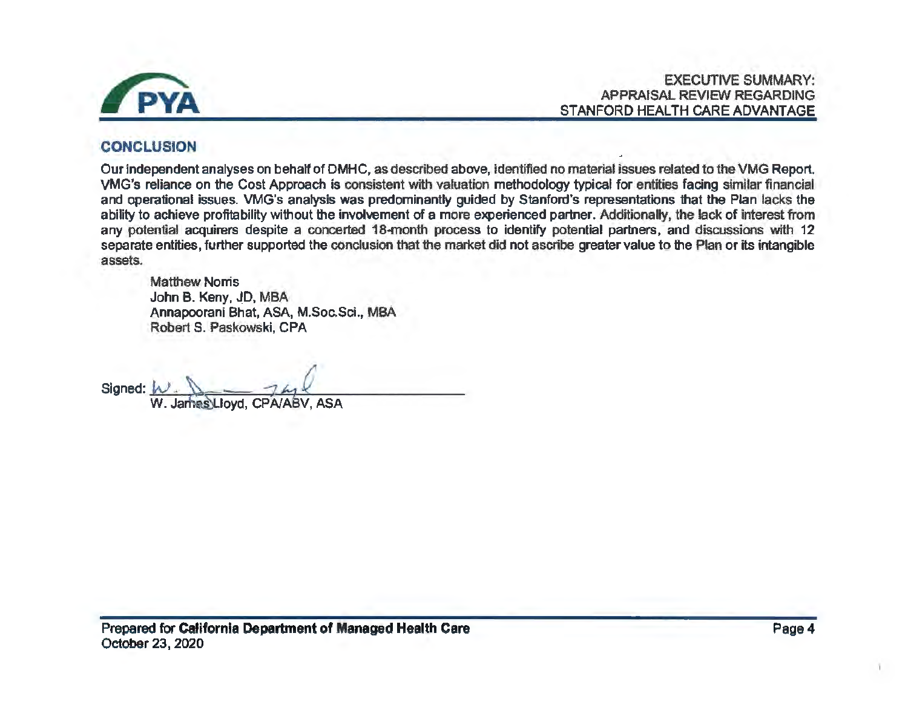## CONCLUSION

Our independent analyses on behalf of DMHC, as described above, identified no material issues related to the VMG Report. VMG's reliance on the Cost Approach is consistent with valuation methodology typical for entities facing similar financial and operational issues. VMG's analysis was predominantly guided by Stanford's representations that the Plan lacks the ability to achieve profitability without the involvement of a more experienced partner. Additionally, the lack of interest from any potential acquirers despite a concerted 18-month process to identify potential partners, and discussions with 12 separate entities, further supported the conclusion that the market did not ascribe greater value to the Plan or its intangible assets.

Matthew Norris
John B. Keny, JD, MBA
Annapoorani Bhat, ASA, M.Soc.Sci., MBA
Robert S. Paskowski, CPA

Signed: ______________________
W. James Lloyd, CPA/ABV, ASA

Prepared for **California Department of Managed Health Care**
October 23, 2020